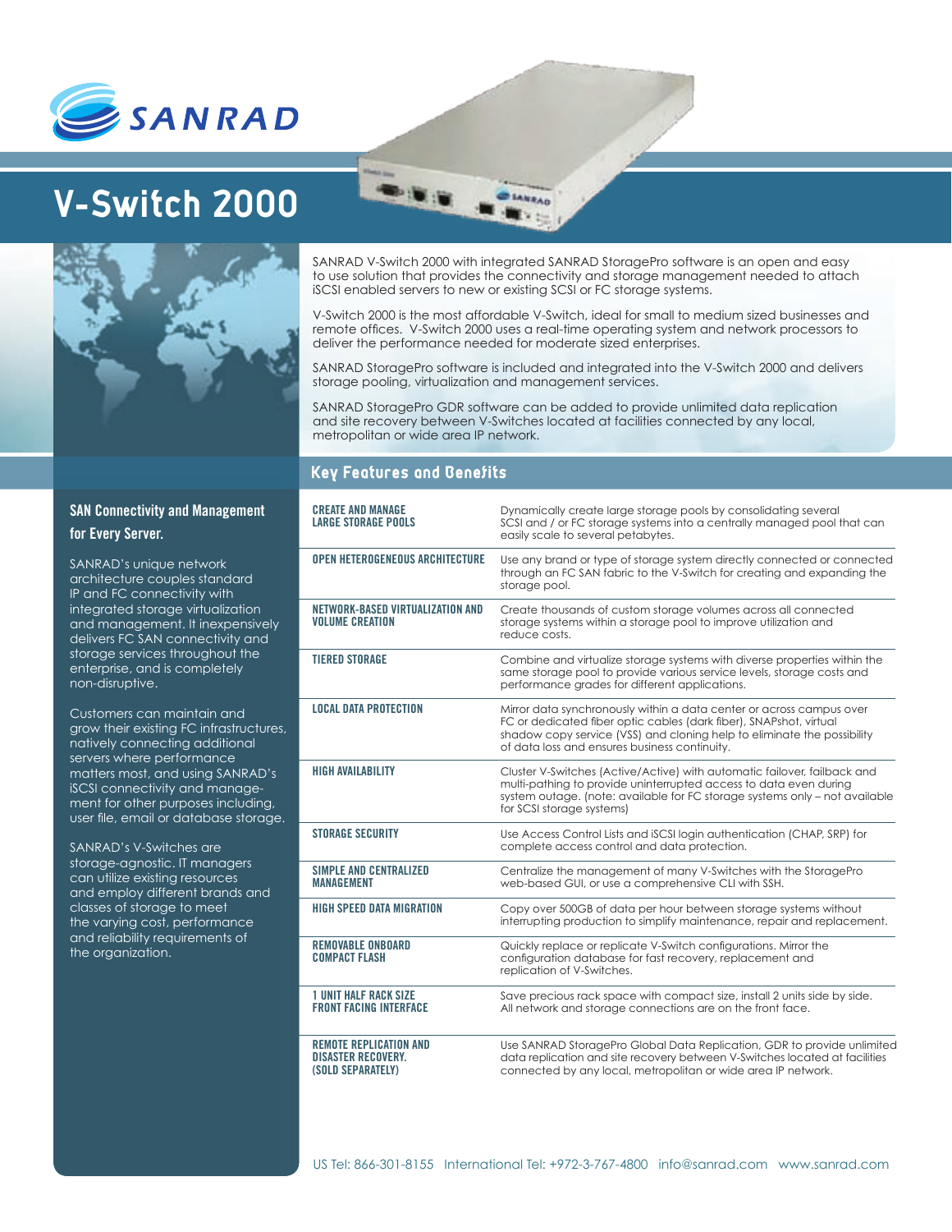# SANRAD

# V-Switch 2000

SANRAD V-Switch 2000 with integrated SANRAD StoragePro software is an open and easy to use solution that provides the connectivity and storage management needed to attach iSCSI enabled servers to new or existing SCSI or FC storage systems.

V-Switch 2000 is the most affordable V-Switch, ideal for small to medium sized businesses and remote offices. V-Switch 2000 uses a real-time operating system and network processors to deliver the performance needed for moderate sized enterprises.

SANRAD StoragePro software is included and integrated into the V-Switch 2000 and delivers storage pooling, virtualization and management services.

SANRAD StoragePro GDR software can be added to provide unlimited data replication and site recovery between V-Switches located at facilities connected by any local, metropolitan or wide area IP network.

## SAN Connectivity and Management for Every Server.

SANRAD's unique network architecture couples standard IP and FC connectivity with integrated storage virtualization and management. It inexpensively delivers FC SAN connectivity and storage services throughout the enterprise, and is completely non-disruptive.

Customers can maintain and grow their existing FC infrastructures, natively connecting additional servers where performance matters most, and using SANRAD's iSCSI connectivity and management for other purposes including, user file, email or database storage.

SANRAD's V-Switches are storage-agnostic. IT managers can utilize existing resources and employ different brands and classes of storage to meet the varying cost, performance and reliability requirements of the organization.

## Key Features and Benefits

| Feature | Benefit |
| --- | --- |
| **CREATE AND MANAGE LARGE STORAGE POOLS** | Dynamically create large storage pools by consolidating several SCSI and / or FC storage systems into a centrally managed pool that can easily scale to several petabytes. |
| **OPEN HETEROGENEOUS ARCHITECTURE** | Use any brand or type of storage system directly connected or connected through an FC SAN fabric to the V-Switch for creating and expanding the storage pool. |
| **NETWORK-BASED VIRTUALIZATION AND VOLUME CREATION** | Create thousands of custom storage volumes across all connected storage systems within a storage pool to improve utilization and reduce costs. |
| **TIERED STORAGE** | Combine and virtualize storage systems with diverse properties within the same storage pool to provide various service levels, storage costs and performance grades for different applications. |
| **LOCAL DATA PROTECTION** | Mirror data synchronously within a data center or across campus over FC or dedicated fiber optic cables (dark fiber), SNAPshot, virtual shadow copy service (VSS) and cloning help to eliminate the possibility of data loss and ensures business continuity. |
| **HIGH AVAILABILITY** | Cluster V-Switches (Active/Active) with automatic failover, failback and multi-pathing to provide uninterrupted access to data even during system outage. (note: available for FC storage systems only – not available for SCSI storage systems) |
| **STORAGE SECURITY** | Use Access Control Lists and iSCSI login authentication (CHAP, SRP) for complete access control and data protection. |
| **SIMPLE AND CENTRALIZED MANAGEMENT** | Centralize the management of many V-Switches with the StoragePro web-based GUI, or use a comprehensive CLI with SSH. |
| **HIGH SPEED DATA MIGRATION** | Copy over 500GB of data per hour between storage systems without interrupting production to simplify maintenance, repair and replacement. |
| **REMOVABLE ONBOARD COMPACT FLASH** | Quickly replace or replicate V-Switch configurations. Mirror the configuration database for fast recovery, replacement and replication of V-Switches. |
| **1 UNIT HALF RACK SIZE FRONT FACING INTERFACE** | Save precious rack space with compact size, install 2 units side by side. All network and storage connections are on the front face. |
| **REMOTE REPLICATION AND DISASTER RECOVERY. (SOLD SEPARATELY)** | Use SANRAD StoragePro Global Data Replication, GDR to provide unlimited data replication and site recovery between V-Switches located at facilities connected by any local, metropolitan or wide area IP network. |

US Tel: 866-301-8155 International Tel: +972-3-767-4800 info@sanrad.com www.sanrad.com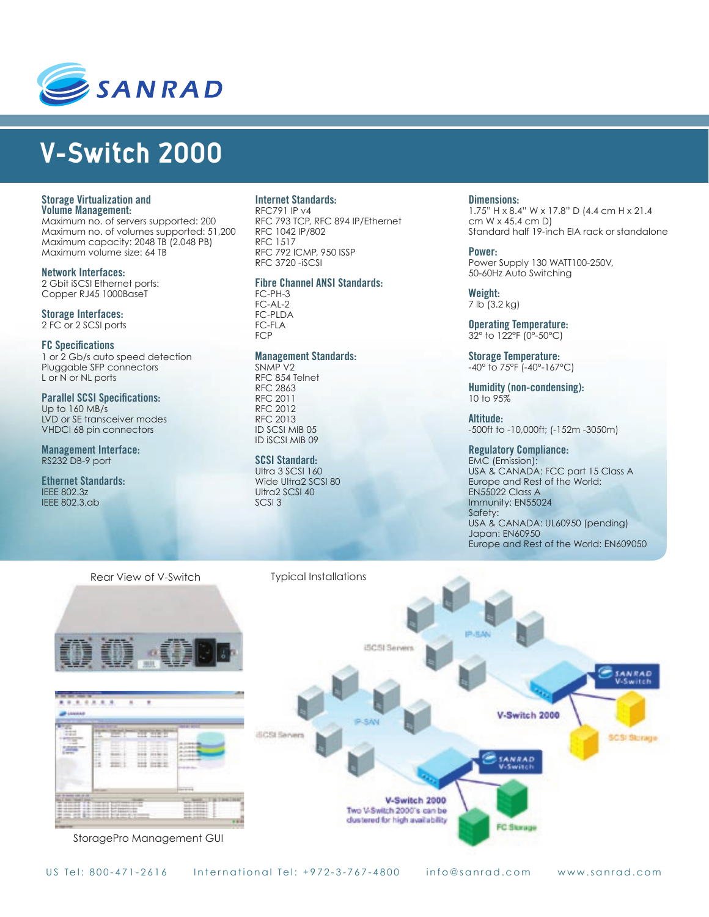# V-Switch 2000

### Storage Virtualization and Volume Management:

Maximum no. of servers supported: 200
Maximum no. of volumes supported: 51,200
Maximum capacity: 2048 TB (2.048 PB)
Maximum volume size: 64 TB

### Network Interfaces:

2 Gbit iSCSI Ethernet ports:
Copper RJ45 1000BaseT

### Storage Interfaces:

2 FC or 2 SCSI ports

### FC Specifications

1 or 2 Gb/s auto speed detection
Pluggable SFP connectors
L or N or NL ports

### Parallel SCSI Specifications:

Up to 160 MB/s
LVD or SE transceiver modes
VHDCI 68 pin connectors

### Management Interface:

RS232 DB-9 port

### Ethernet Standards:

IEEE 802.3z
IEEE 802.3.ab

### Internet Standards:

RFC791 IP v4
RFC 793 TCP, RFC 894 IP/Ethernet
RFC 1042 IP/802
RFC 1517
RFC 792 ICMP, 950 ISSP
RFC 3720 -iSCSI

### Fibre Channel ANSI Standards:

FC-PH-3
FC-AL-2
FC-PLDA
FC-FLA
FCP

### Management Standards:

SNMP V2
RFC 854 Telnet
RFC 2863
RFC 2011
RFC 2012
RFC 2013
ID SCSI MIB 05
ID iSCSI MIB 09

### SCSI Standard:

Ultra 3 SCSI 160
Wide Ultra2 SCSI 80
Ultra2 SCSI 40
SCSI 3

### Dimensions:

1.75" H x 8.4" W x 17.8" D (4.4 cm H x 21.4 cm W x 45.4 cm D)
Standard half 19-inch EIA rack or standalone

### Power:

Power Supply 130 WATT100-250V,
50-60Hz Auto Switching

### Weight:

7 lb (3.2 kg)

### Operating Temperature:

32° to 122°F (0°-50°C)

### Storage Temperature:

-40° to 75°F (-40°-167°C)

### Humidity (non-condensing):

10 to 95%

### Altitude:

-500ft to -10,000ft; (-152m -3050m)

### Regulatory Compliance:

EMC (Emission):
USA & CANADA: FCC part 15 Class A
Europe and Rest of the World:
EN55022 Class A
Immunity: EN55024
Safety:
USA & CANADA: UL60950 (pending)
Japan: EN60950
Europe and Rest of the World: EN609050

Rear View of V-Switch

StoragePro Management GUI

Typical Installations

iSCSI Servers
IP-SAN
SANRAD V-Switch
V-Switch 2000
SCSI Storage
iSCSI Servers
IP-SAN
SANRAD V-Switch
V-Switch 2000
Two V-Switch 2000's can be clustered for high availability
FC Storage

US Tel: 800-471-2616 International Tel: +972-3-767-4800 info@sanrad.com www.sanrad.com